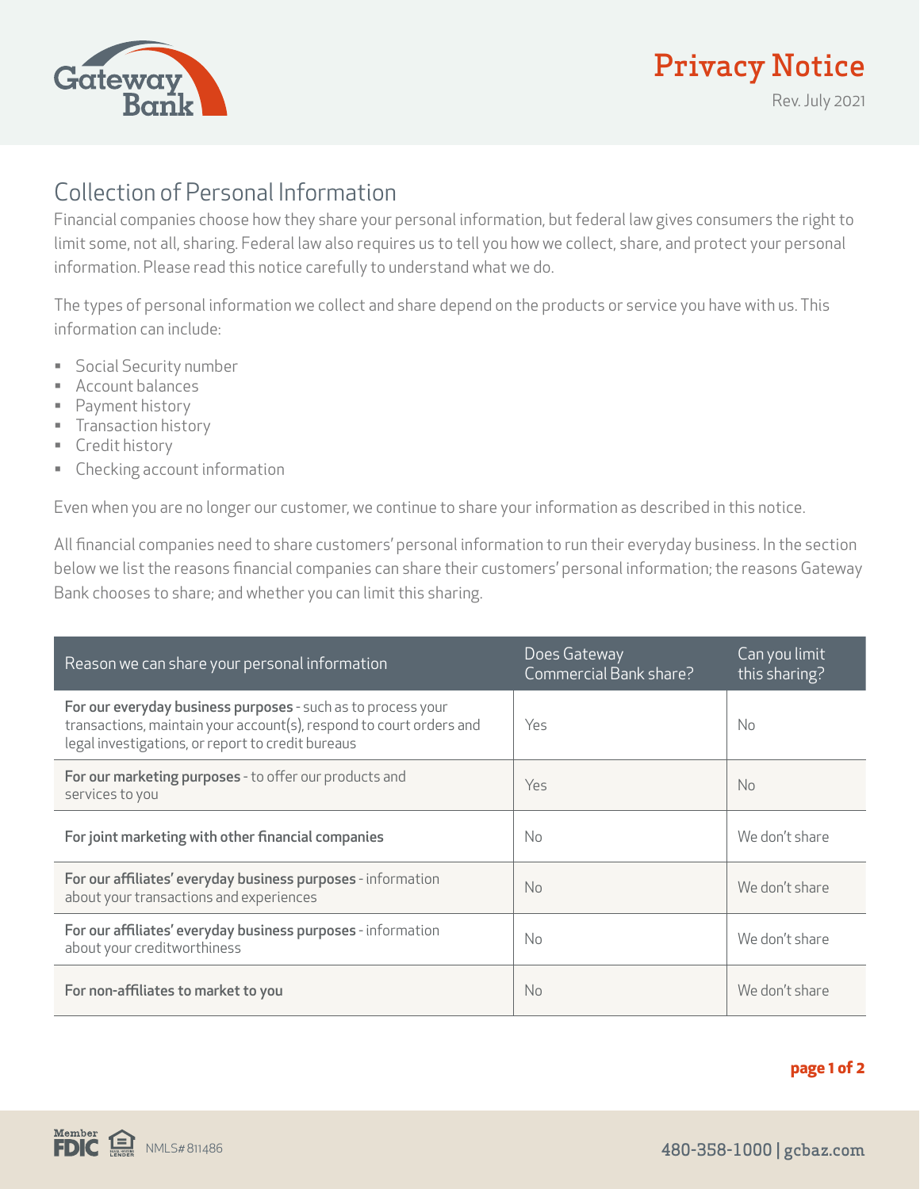# Privacy Notice

Rev. July 2021

## Collection of Personal Information

Financial companies choose how they share your personal information, but federal law gives consumers the right to limit some, not all, sharing. Federal law also requires us to tell you how we collect, share, and protect your personal information. Please read this notice carefully to understand what we do.

The types of personal information we collect and share depend on the products or service you have with us. This information can include:

- Social Security number
- Account balances
- Payment history
- Transaction history
- Credit history
- Checking account information

Even when you are no longer our customer, we continue to share your information as described in this notice.

All financial companies need to share customers' personal information to run their everyday business. In the section below we list the reasons financial companies can share their customers' personal information; the reasons Gateway Bank chooses to share; and whether you can limit this sharing.

| Reason we can share your personal information | Does Gateway Commercial Bank share? | Can you limit this sharing? |
|---|---|---|
| **For our everyday business purposes** - such as to process your transactions, maintain your account(s), respond to court orders and legal investigations, or report to credit bureaus | Yes | No |
| **For our marketing purposes** - to offer our products and services to you | Yes | No |
| **For joint marketing with other financial companies** | No | We don't share |
| **For our affiliates' everyday business purposes** - information about your transactions and experiences | No | We don't share |
| **For our affiliates' everyday business purposes** - information about your creditworthiness | No | We don't share |
| **For non-affiliates to market to you** | No | We don't share |

Member FDIC NMLS# 811486

480-358-1000 | gcbaz.com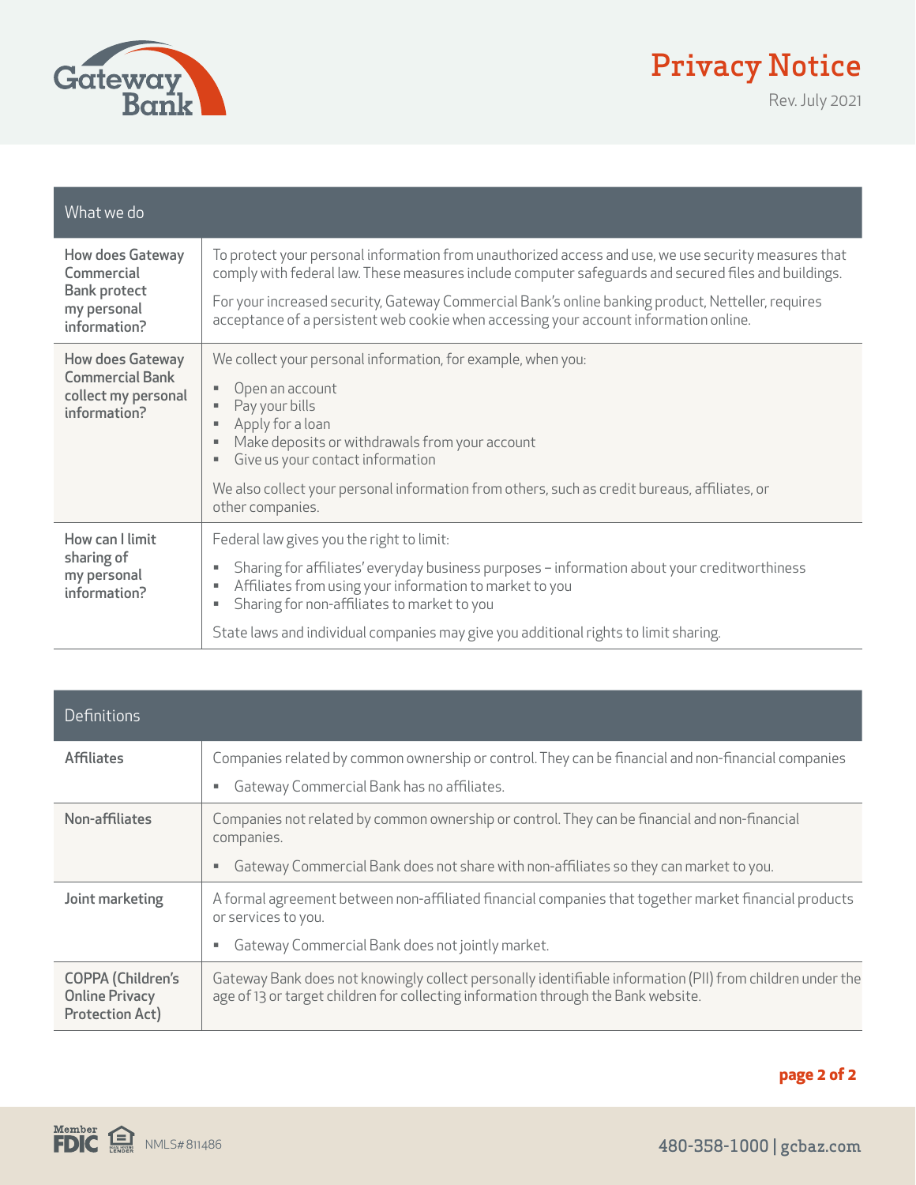# Privacy Notice

Rev. July 2021

| What we do | |
|---|---|
| **How does Gateway Commercial Bank protect my personal information?** | To protect your personal information from unauthorized access and use, we use security measures that comply with federal law. These measures include computer safeguards and secured files and buildings.<br><br>For your increased security, Gateway Commercial Bank's online banking product, Netteller, requires acceptance of a persistent web cookie when accessing your account information online. |
| **How does Gateway Commercial Bank collect my personal information?** | We collect your personal information, for example, when you:<br>▪ Open an account<br>▪ Pay your bills<br>▪ Apply for a loan<br>▪ Make deposits or withdrawals from your account<br>▪ Give us your contact information<br><br>We also collect your personal information from others, such as credit bureaus, affiliates, or other companies. |
| **How can I limit sharing of my personal information?** | Federal law gives you the right to limit:<br>▪ Sharing for affiliates' everyday business purposes – information about your creditworthiness<br>▪ Affiliates from using your information to market to you<br>▪ Sharing for non-affiliates to market to you<br><br>State laws and individual companies may give you additional rights to limit sharing. |

| Definitions | |
|---|---|
| **Affiliates** | Companies related by common ownership or control. They can be financial and non-financial companies<br>▪ Gateway Commercial Bank has no affiliates. |
| **Non-affiliates** | Companies not related by common ownership or control. They can be financial and non-financial companies.<br>▪ Gateway Commercial Bank does not share with non-affiliates so they can market to you. |
| **Joint marketing** | A formal agreement between non-affiliated financial companies that together market financial products or services to you.<br>▪ Gateway Commercial Bank does not jointly market. |
| **COPPA (Children's Online Privacy Protection Act)** | Gateway Bank does not knowingly collect personally identifiable information (PII) from children under the age of 13 or target children for collecting information through the Bank website. |

Member FDIC NMLS# 811486

480-358-1000 | gcbaz.com